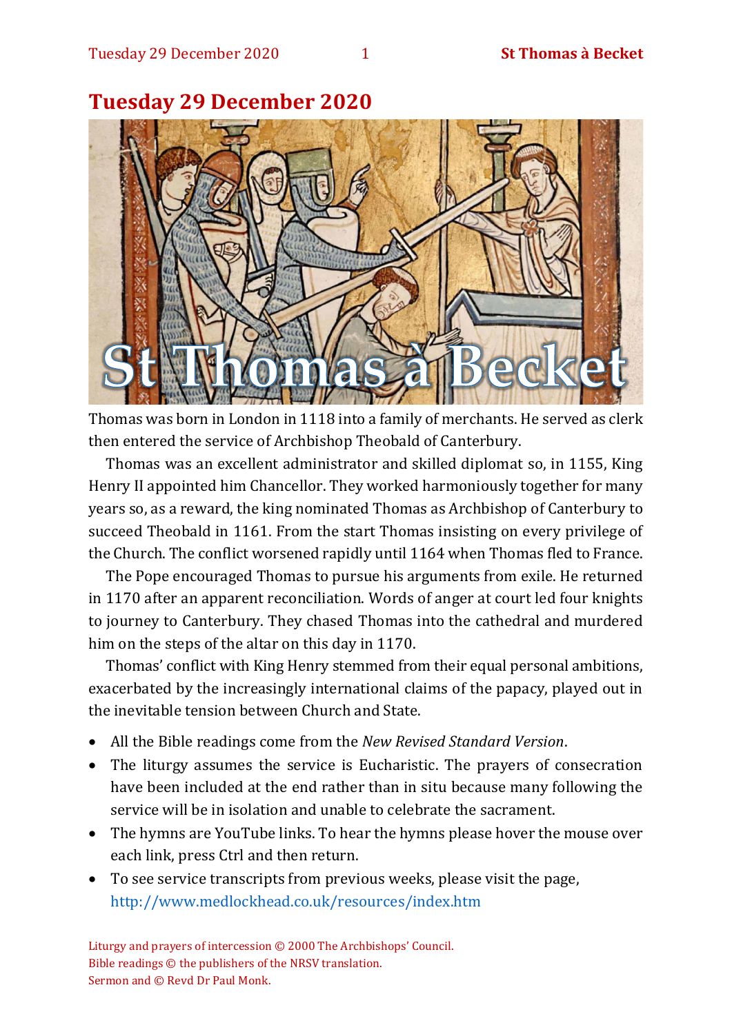# Tuesday 29 December 2020

St Thomas à Becket

Thomas was born in London in 1118 into a family of merchants. He served as clerk then entered the service of Archbishop Theobald of Canterbury.

Thomas was an excellent administrator and skilled diplomat so, in 1155, King Henry II appointed him Chancellor. They worked harmoniously together for many years so, as a reward, the king nominated Thomas as Archbishop of Canterbury to succeed Theobald in 1161. From the start Thomas insisting on every privilege of the Church. The conflict worsened rapidly until 1164 when Thomas fled to France.

The Pope encouraged Thomas to pursue his arguments from exile. He returned in 1170 after an apparent reconciliation. Words of anger at court led four knights to journey to Canterbury. They chased Thomas into the cathedral and murdered him on the steps of the altar on this day in 1170.

Thomas' conflict with King Henry stemmed from their equal personal ambitions, exacerbated by the increasingly international claims of the papacy, played out in the inevitable tension between Church and State.

- All the Bible readings come from the *New Revised Standard Version*.
- The liturgy assumes the service is Eucharistic. The prayers of consecration have been included at the end rather than in situ because many following the service will be in isolation and unable to celebrate the sacrament.
- The hymns are YouTube links. To hear the hymns please hover the mouse over each link, press Ctrl and then return.
- To see service transcripts from previous weeks, please visit the page, http://www.medlockhead.co.uk/resources/index.htm

Liturgy and prayers of intercession © 2000 The Archbishops' Council.
Bible readings © the publishers of the NRSV translation.
Sermon and © Revd Dr Paul Monk.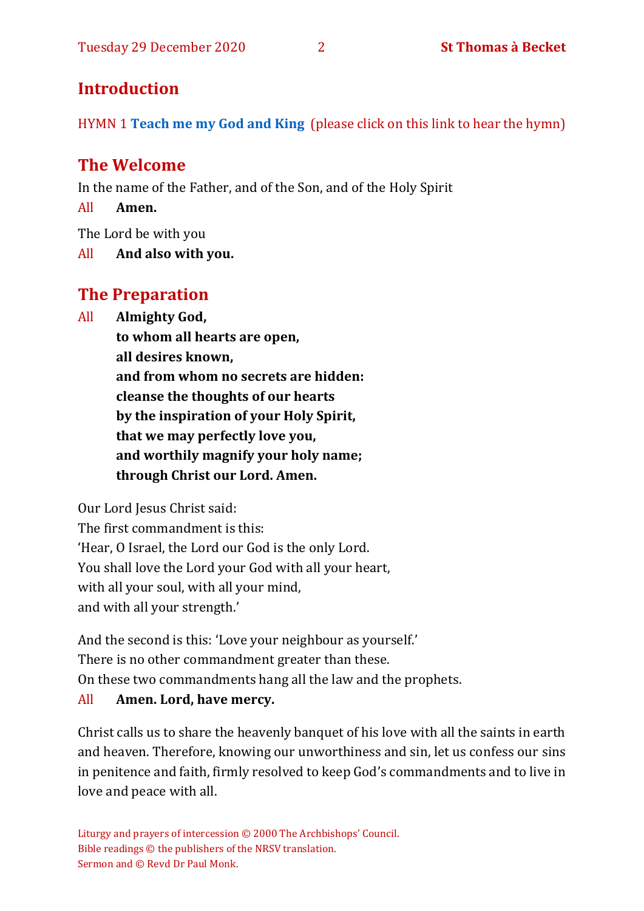## Introduction

HYMN 1 **Teach me my God and King** (please click on this link to hear the hymn)

## The Welcome

In the name of the Father, and of the Son, and of the Holy Spirit

All **Amen.**

The Lord be with you

All **And also with you.**

## The Preparation

All **Almighty God,**
**to whom all hearts are open,**
**all desires known,**
**and from whom no secrets are hidden:**
**cleanse the thoughts of our hearts**
**by the inspiration of your Holy Spirit,**
**that we may perfectly love you,**
**and worthily magnify your holy name;**
**through Christ our Lord. Amen.**

Our Lord Jesus Christ said:
The first commandment is this:
'Hear, O Israel, the Lord our God is the only Lord.
You shall love the Lord your God with all your heart,
with all your soul, with all your mind,
and with all your strength.'

And the second is this: 'Love your neighbour as yourself.'
There is no other commandment greater than these.
On these two commandments hang all the law and the prophets.

All **Amen. Lord, have mercy.**

Christ calls us to share the heavenly banquet of his love with all the saints in earth and heaven. Therefore, knowing our unworthiness and sin, let us confess our sins in penitence and faith, firmly resolved to keep God's commandments and to live in love and peace with all.

Liturgy and prayers of intercession © 2000 The Archbishops' Council.
Bible readings © the publishers of the NRSV translation.
Sermon and © Revd Dr Paul Monk.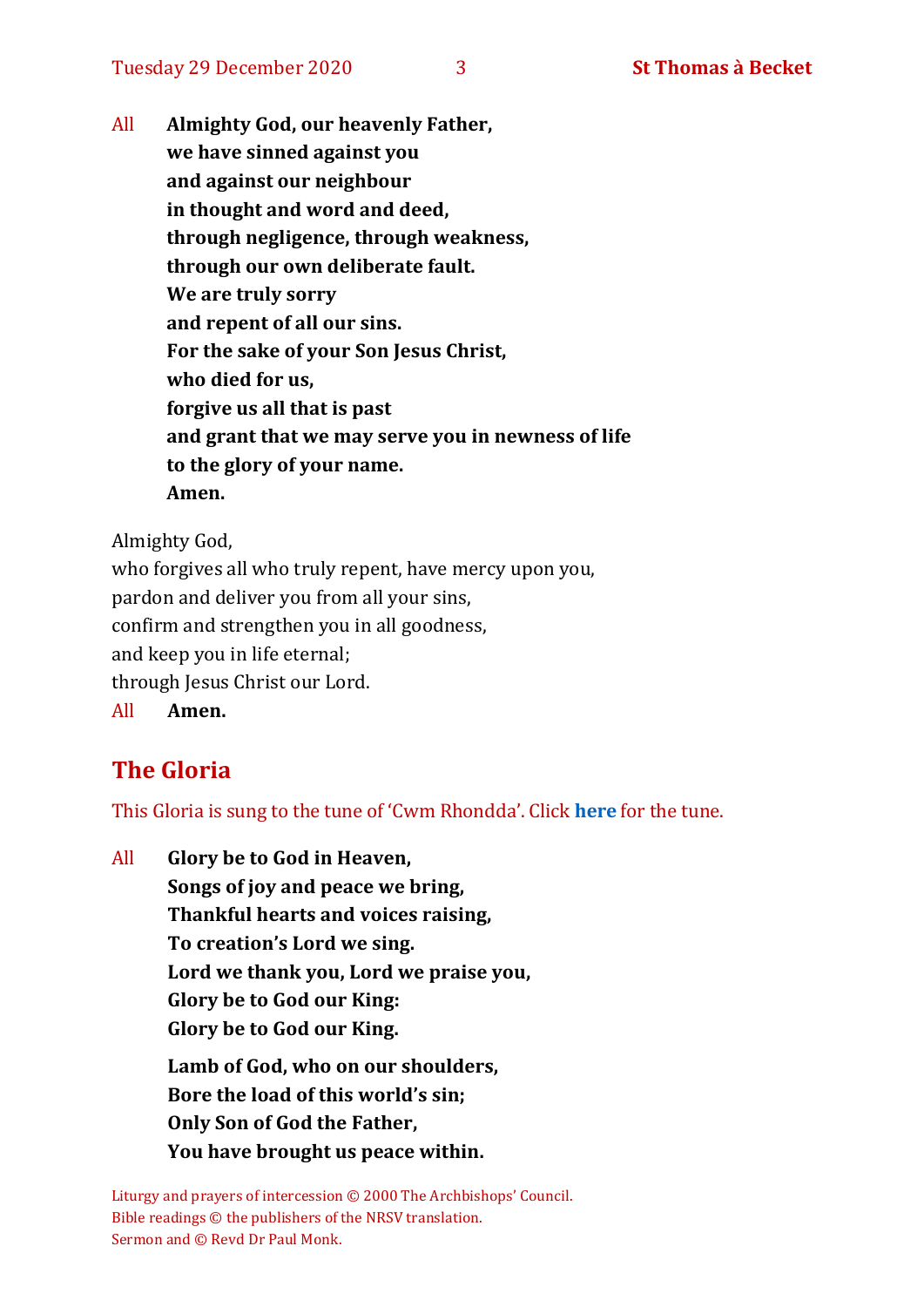All **Almighty God, our heavenly Father,**
**we have sinned against you**
**and against our neighbour**
**in thought and word and deed,**
**through negligence, through weakness,**
**through our own deliberate fault.**
**We are truly sorry**
**and repent of all our sins.**
**For the sake of your Son Jesus Christ,**
**who died for us,**
**forgive us all that is past**
**and grant that we may serve you in newness of life**
**to the glory of your name.**
**Amen.**

Almighty God,
who forgives all who truly repent, have mercy upon you,
pardon and deliver you from all your sins,
confirm and strengthen you in all goodness,
and keep you in life eternal;
through Jesus Christ our Lord.
All **Amen.**

## The Gloria

This Gloria is sung to the tune of 'Cwm Rhondda'. Click **here** for the tune.

All **Glory be to God in Heaven,**
**Songs of joy and peace we bring,**
**Thankful hearts and voices raising,**
**To creation's Lord we sing.**
**Lord we thank you, Lord we praise you,**
**Glory be to God our King:**
**Glory be to God our King.**

**Lamb of God, who on our shoulders,**
**Bore the load of this world's sin;**
**Only Son of God the Father,**
**You have brought us peace within.**

Liturgy and prayers of intercession © 2000 The Archbishops' Council.
Bible readings © the publishers of the NRSV translation.
Sermon and © Revd Dr Paul Monk.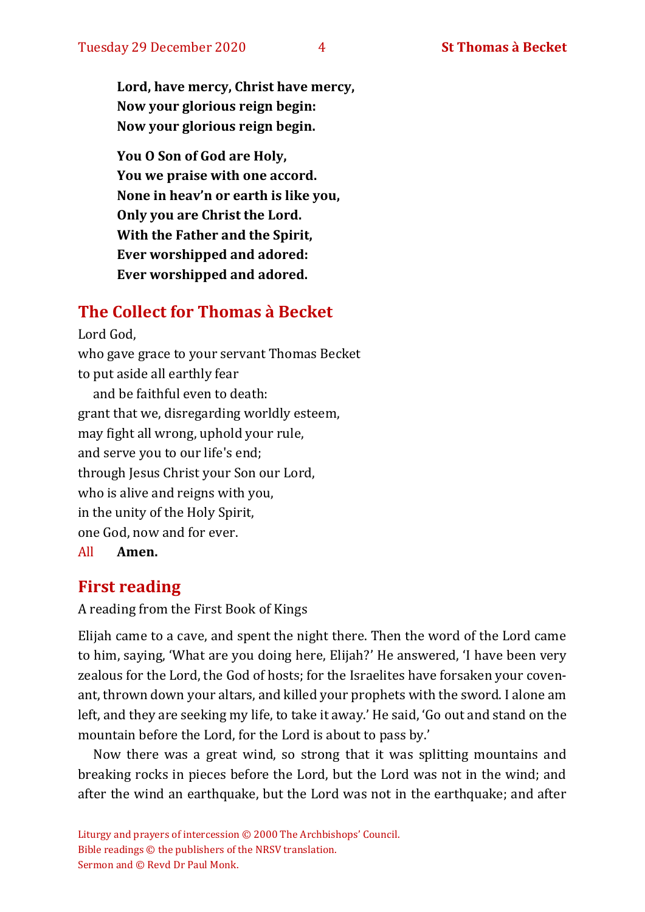**Lord, have mercy, Christ have mercy,**
**Now your glorious reign begin:**
**Now your glorious reign begin.**

**You O Son of God are Holy,**
**You we praise with one accord.**
**None in heav'n or earth is like you,**
**Only you are Christ the Lord.**
**With the Father and the Spirit,**
**Ever worshipped and adored:**
**Ever worshipped and adored.**

## The Collect for Thomas à Becket

Lord God,
who gave grace to your servant Thomas Becket
to put aside all earthly fear
  and be faithful even to death:
grant that we, disregarding worldly esteem,
may fight all wrong, uphold your rule,
and serve you to our life's end;
through Jesus Christ your Son our Lord,
who is alive and reigns with you,
in the unity of the Holy Spirit,
one God, now and for ever.
All **Amen.**

## First reading

A reading from the First Book of Kings

Elijah came to a cave, and spent the night there. Then the word of the Lord came to him, saying, 'What are you doing here, Elijah?' He answered, 'I have been very zealous for the Lord, the God of hosts; for the Israelites have forsaken your covenant, thrown down your altars, and killed your prophets with the sword. I alone am left, and they are seeking my life, to take it away.' He said, 'Go out and stand on the mountain before the Lord, for the Lord is about to pass by.'

Now there was a great wind, so strong that it was splitting mountains and breaking rocks in pieces before the Lord, but the Lord was not in the wind; and after the wind an earthquake, but the Lord was not in the earthquake; and after

Liturgy and prayers of intercession © 2000 The Archbishops' Council.
Bible readings © the publishers of the NRSV translation.
Sermon and © Revd Dr Paul Monk.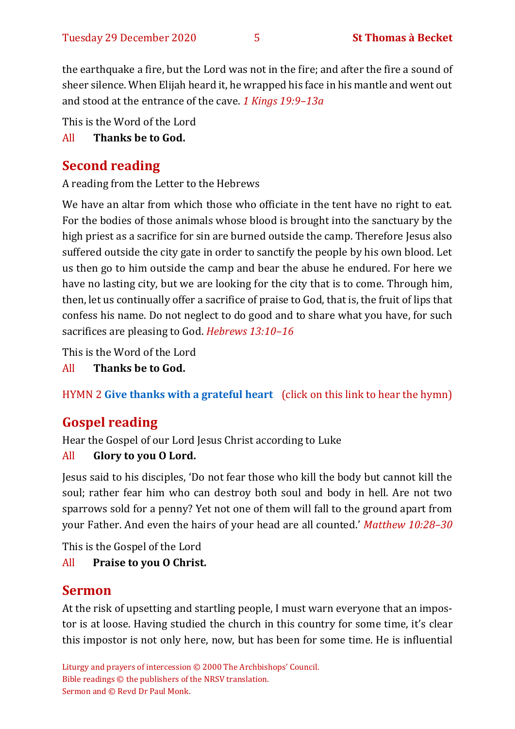the earthquake a fire, but the Lord was not in the fire; and after the fire a sound of sheer silence. When Elijah heard it, he wrapped his face in his mantle and went out and stood at the entrance of the cave. *1 Kings 19:9–13a*

This is the Word of the Lord

All **Thanks be to God.**

## Second reading

A reading from the Letter to the Hebrews

We have an altar from which those who officiate in the tent have no right to eat. For the bodies of those animals whose blood is brought into the sanctuary by the high priest as a sacrifice for sin are burned outside the camp. Therefore Jesus also suffered outside the city gate in order to sanctify the people by his own blood. Let us then go to him outside the camp and bear the abuse he endured. For here we have no lasting city, but we are looking for the city that is to come. Through him, then, let us continually offer a sacrifice of praise to God, that is, the fruit of lips that confess his name. Do not neglect to do good and to share what you have, for such sacrifices are pleasing to God. *Hebrews 13:10–16*

This is the Word of the Lord

All **Thanks be to God.**

HYMN 2 **Give thanks with a grateful heart** (click on this link to hear the hymn)

## Gospel reading

Hear the Gospel of our Lord Jesus Christ according to Luke

All **Glory to you O Lord.**

Jesus said to his disciples, 'Do not fear those who kill the body but cannot kill the soul; rather fear him who can destroy both soul and body in hell. Are not two sparrows sold for a penny? Yet not one of them will fall to the ground apart from your Father. And even the hairs of your head are all counted.' *Matthew 10:28–30*

This is the Gospel of the Lord

All **Praise to you O Christ.**

## Sermon

At the risk of upsetting and startling people, I must warn everyone that an impostor is at loose. Having studied the church in this country for some time, it's clear this impostor is not only here, now, but has been for some time. He is influential

Liturgy and prayers of intercession © 2000 The Archbishops' Council.
Bible readings © the publishers of the NRSV translation.
Sermon and © Revd Dr Paul Monk.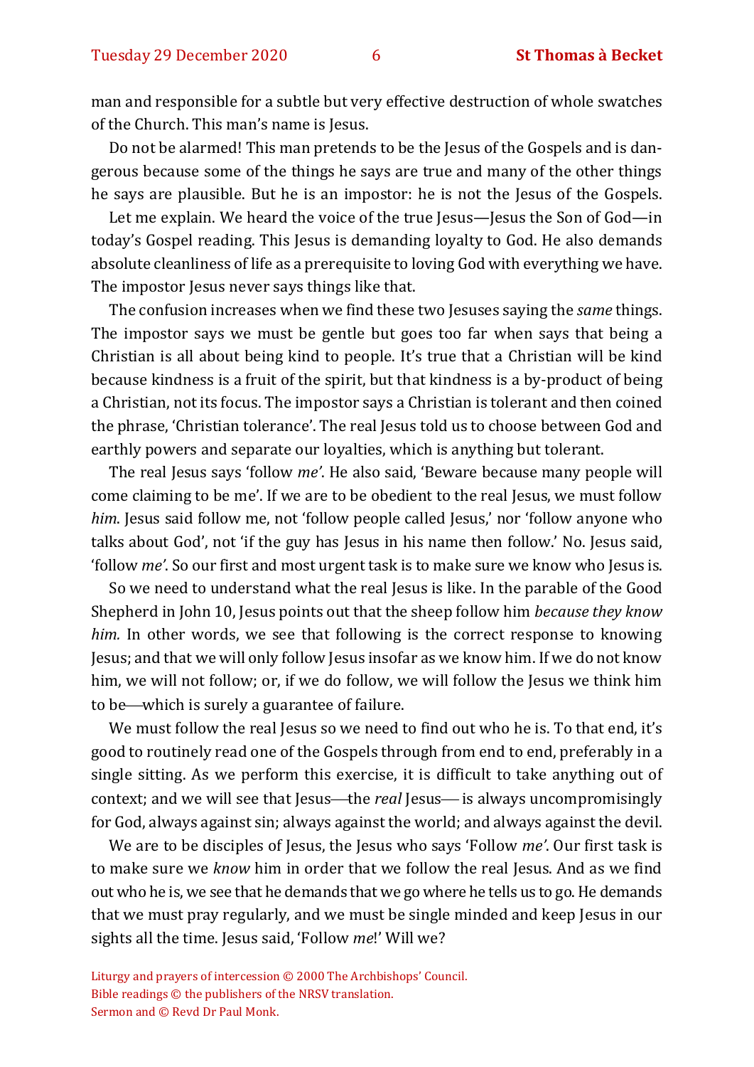man and responsible for a subtle but very effective destruction of whole swatches of the Church. This man's name is Jesus.

Do not be alarmed! This man pretends to be the Jesus of the Gospels and is dangerous because some of the things he says are true and many of the other things he says are plausible. But he is an impostor: he is not the Jesus of the Gospels.

Let me explain. We heard the voice of the true Jesus—Jesus the Son of God—in today's Gospel reading. This Jesus is demanding loyalty to God. He also demands absolute cleanliness of life as a prerequisite to loving God with everything we have. The impostor Jesus never says things like that.

The confusion increases when we find these two Jesuses saying the *same* things. The impostor says we must be gentle but goes too far when says that being a Christian is all about being kind to people. It's true that a Christian will be kind because kindness is a fruit of the spirit, but that kindness is a by-product of being a Christian, not its focus. The impostor says a Christian is tolerant and then coined the phrase, 'Christian tolerance'. The real Jesus told us to choose between God and earthly powers and separate our loyalties, which is anything but tolerant.

The real Jesus says 'follow *me*'. He also said, 'Beware because many people will come claiming to be me'. If we are to be obedient to the real Jesus, we must follow *him*. Jesus said follow me, not 'follow people called Jesus,' nor 'follow anyone who talks about God', not 'if the guy has Jesus in his name then follow.' No. Jesus said, 'follow *me*'. So our first and most urgent task is to make sure we know who Jesus is.

So we need to understand what the real Jesus is like. In the parable of the Good Shepherd in John 10, Jesus points out that the sheep follow him *because they know him.* In other words, we see that following is the correct response to knowing Jesus; and that we will only follow Jesus insofar as we know him. If we do not know him, we will not follow; or, if we do follow, we will follow the Jesus we think him to be—which is surely a guarantee of failure.

We must follow the real Jesus so we need to find out who he is. To that end, it's good to routinely read one of the Gospels through from end to end, preferably in a single sitting. As we perform this exercise, it is difficult to take anything out of context; and we will see that Jesus—the *real* Jesus— is always uncompromisingly for God, always against sin; always against the world; and always against the devil.

We are to be disciples of Jesus, the Jesus who says 'Follow *me*'. Our first task is to make sure we *know* him in order that we follow the real Jesus. And as we find out who he is, we see that he demands that we go where he tells us to go. He demands that we must pray regularly, and we must be single minded and keep Jesus in our sights all the time. Jesus said, 'Follow *me*!' Will we?

Liturgy and prayers of intercession © 2000 The Archbishops' Council.
Bible readings © the publishers of the NRSV translation.
Sermon and © Revd Dr Paul Monk.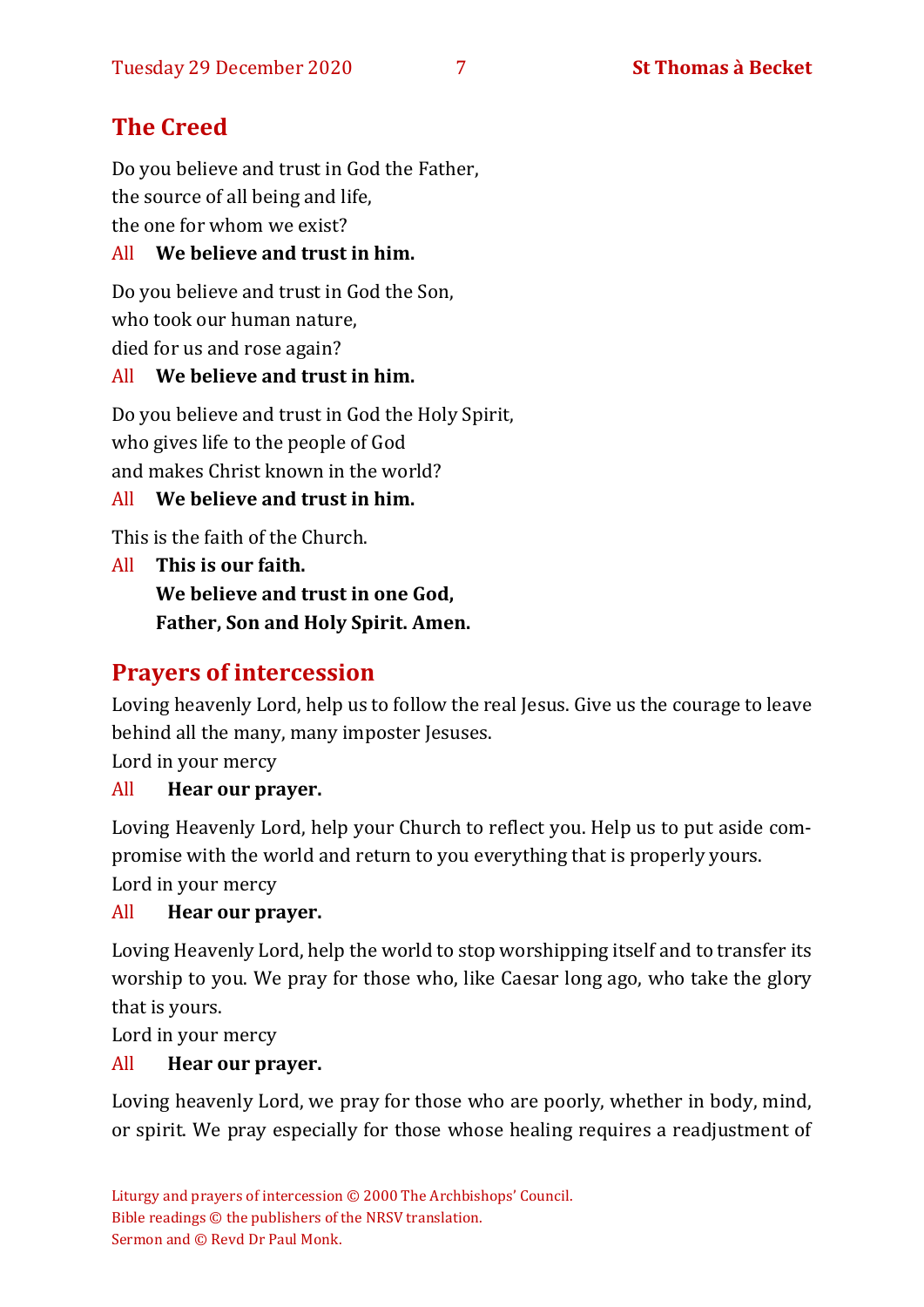## The Creed

Do you believe and trust in God the Father,
the source of all being and life,
the one for whom we exist?

All **We believe and trust in him.**

Do you believe and trust in God the Son,
who took our human nature,
died for us and rose again?

All **We believe and trust in him.**

Do you believe and trust in God the Holy Spirit,
who gives life to the people of God
and makes Christ known in the world?

All **We believe and trust in him.**

This is the faith of the Church.

All **This is our faith.**
**We believe and trust in one God,**
**Father, Son and Holy Spirit. Amen.**

## Prayers of intercession

Loving heavenly Lord, help us to follow the real Jesus. Give us the courage to leave behind all the many, many imposter Jesuses.

Lord in your mercy

All **Hear our prayer.**

Loving Heavenly Lord, help your Church to reflect you. Help us to put aside compromise with the world and return to you everything that is properly yours.

Lord in your mercy

All **Hear our prayer.**

Loving Heavenly Lord, help the world to stop worshipping itself and to transfer its worship to you. We pray for those who, like Caesar long ago, who take the glory that is yours.

Lord in your mercy

All **Hear our prayer.**

Loving heavenly Lord, we pray for those who are poorly, whether in body, mind, or spirit. We pray especially for those whose healing requires a readjustment of

Liturgy and prayers of intercession © 2000 The Archbishops' Council.
Bible readings © the publishers of the NRSV translation.
Sermon and © Revd Dr Paul Monk.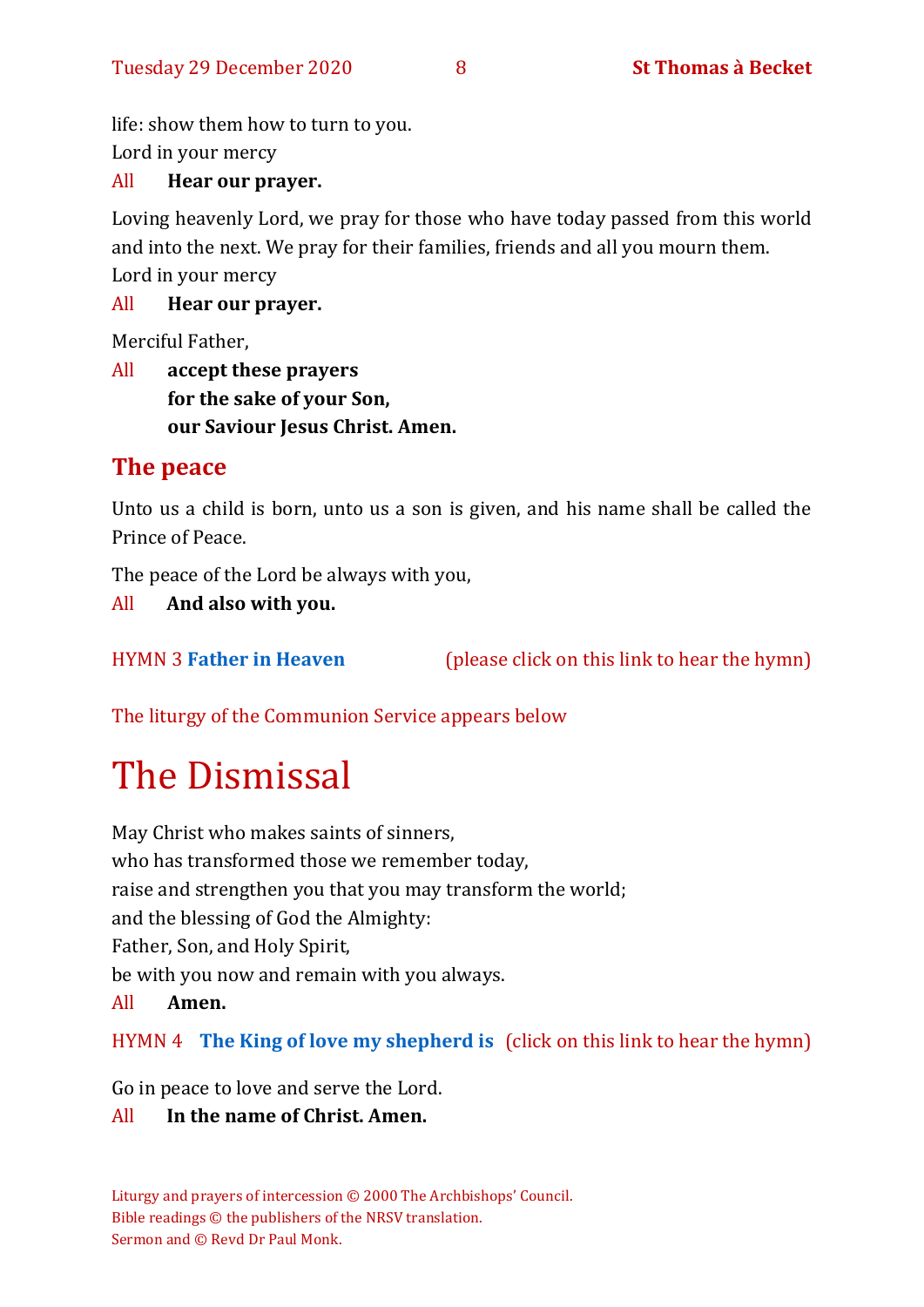life: show them how to turn to you.

Lord in your mercy

All **Hear our prayer.**

Loving heavenly Lord, we pray for those who have today passed from this world and into the next. We pray for their families, friends and all you mourn them.

Lord in your mercy

All **Hear our prayer.**

Merciful Father,

All **accept these prayers**
**for the sake of your Son,**
**our Saviour Jesus Christ. Amen.**

## The peace

Unto us a child is born, unto us a son is given, and his name shall be called the Prince of Peace.

The peace of the Lord be always with you,

All **And also with you.**

HYMN 3 **Father in Heaven** (please click on this link to hear the hymn)

The liturgy of the Communion Service appears below

# The Dismissal

May Christ who makes saints of sinners,
who has transformed those we remember today,
raise and strengthen you that you may transform the world;
and the blessing of God the Almighty:
Father, Son, and Holy Spirit,
be with you now and remain with you always.

All **Amen.**

HYMN 4 **The King of love my shepherd is** (click on this link to hear the hymn)

Go in peace to love and serve the Lord.

All **In the name of Christ. Amen.**

Liturgy and prayers of intercession © 2000 The Archbishops' Council.
Bible readings © the publishers of the NRSV translation.
Sermon and © Revd Dr Paul Monk.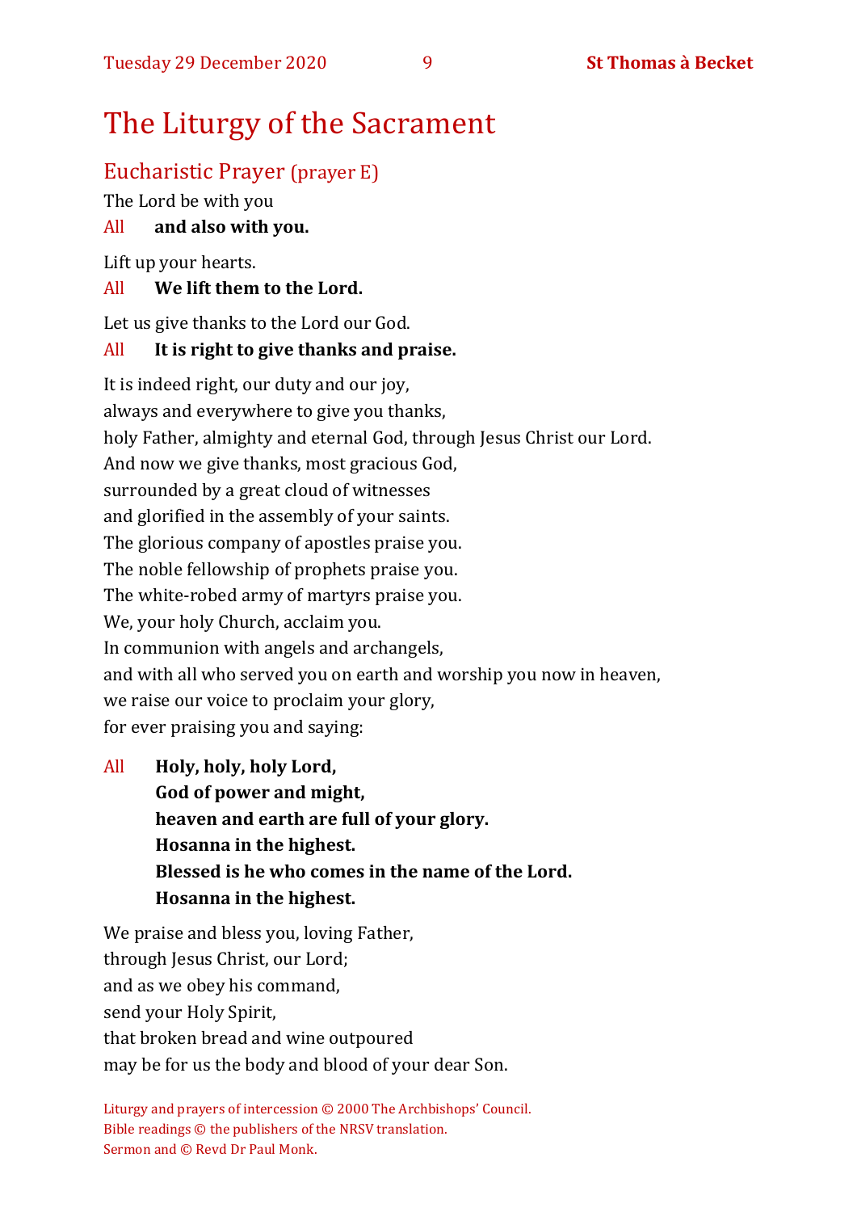# The Liturgy of the Sacrament

## Eucharistic Prayer (prayer E)

The Lord be with you

All **and also with you.**

Lift up your hearts.

All **We lift them to the Lord.**

Let us give thanks to the Lord our God.

All **It is right to give thanks and praise.**

It is indeed right, our duty and our joy,
always and everywhere to give you thanks,
holy Father, almighty and eternal God, through Jesus Christ our Lord.
And now we give thanks, most gracious God,
surrounded by a great cloud of witnesses
and glorified in the assembly of your saints.
The glorious company of apostles praise you.
The noble fellowship of prophets praise you.
The white-robed army of martyrs praise you.
We, your holy Church, acclaim you.
In communion with angels and archangels,
and with all who served you on earth and worship you now in heaven,
we raise our voice to proclaim your glory,
for ever praising you and saying:

All **Holy, holy, holy Lord,**
**God of power and might,**
**heaven and earth are full of your glory.**
**Hosanna in the highest.**
**Blessed is he who comes in the name of the Lord.**
**Hosanna in the highest.**

We praise and bless you, loving Father,
through Jesus Christ, our Lord;
and as we obey his command,
send your Holy Spirit,
that broken bread and wine outpoured
may be for us the body and blood of your dear Son.

Liturgy and prayers of intercession © 2000 The Archbishops' Council.
Bible readings © the publishers of the NRSV translation.
Sermon and © Revd Dr Paul Monk.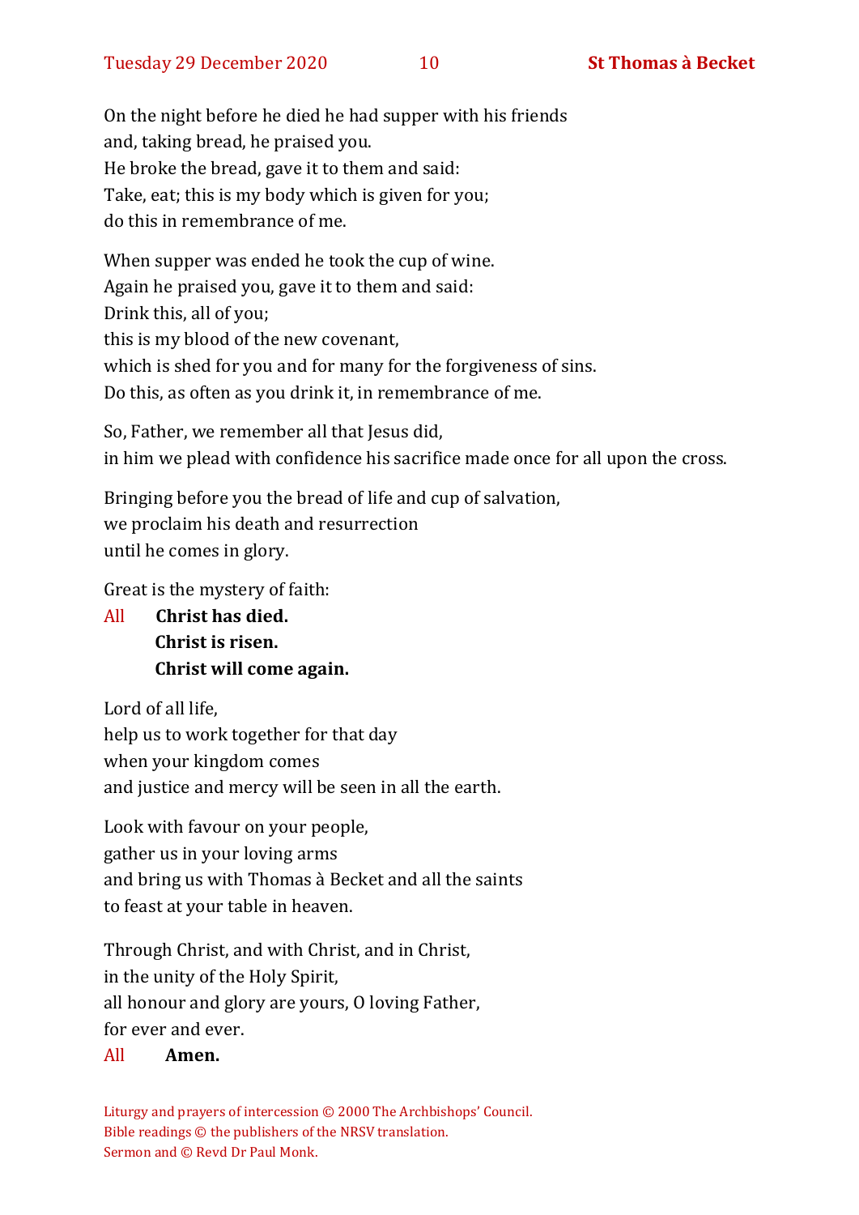On the night before he died he had supper with his friends
and, taking bread, he praised you.
He broke the bread, gave it to them and said:
Take, eat; this is my body which is given for you;
do this in remembrance of me.

When supper was ended he took the cup of wine.
Again he praised you, gave it to them and said:
Drink this, all of you;
this is my blood of the new covenant,
which is shed for you and for many for the forgiveness of sins.
Do this, as often as you drink it, in remembrance of me.

So, Father, we remember all that Jesus did,
in him we plead with confidence his sacrifice made once for all upon the cross.

Bringing before you the bread of life and cup of salvation,
we proclaim his death and resurrection
until he comes in glory.

Great is the mystery of faith:

All **Christ has died.**
**Christ is risen.**
**Christ will come again.**

Lord of all life,
help us to work together for that day
when your kingdom comes
and justice and mercy will be seen in all the earth.

Look with favour on your people,
gather us in your loving arms
and bring us with Thomas à Becket and all the saints
to feast at your table in heaven.

Through Christ, and with Christ, and in Christ,
in the unity of the Holy Spirit,
all honour and glory are yours, O loving Father,
for ever and ever.

All **Amen.**

Liturgy and prayers of intercession © 2000 The Archbishops' Council.
Bible readings © the publishers of the NRSV translation.
Sermon and © Revd Dr Paul Monk.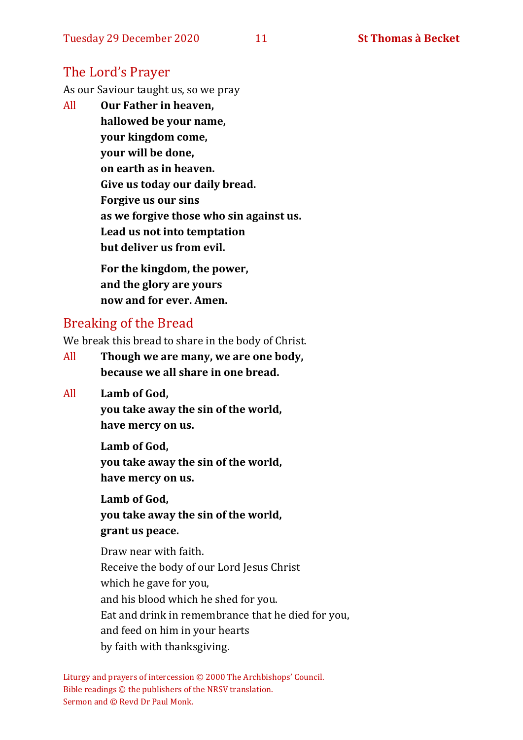## The Lord's Prayer

As our Saviour taught us, so we pray

All **Our Father in heaven,**
**hallowed be your name,**
**your kingdom come,**
**your will be done,**
**on earth as in heaven.**
**Give us today our daily bread.**
**Forgive us our sins**
**as we forgive those who sin against us.**
**Lead us not into temptation**
**but deliver us from evil.**

**For the kingdom, the power,**
**and the glory are yours**
**now and for ever. Amen.**

## Breaking of the Bread

We break this bread to share in the body of Christ.

All **Though we are many, we are one body,**
**because we all share in one bread.**

All **Lamb of God,**
**you take away the sin of the world,**
**have mercy on us.**

**Lamb of God,**
**you take away the sin of the world,**
**have mercy on us.**

**Lamb of God,**
**you take away the sin of the world,**
**grant us peace.**

Draw near with faith.
Receive the body of our Lord Jesus Christ
which he gave for you,
and his blood which he shed for you.
Eat and drink in remembrance that he died for you,
and feed on him in your hearts
by faith with thanksgiving.

Liturgy and prayers of intercession © 2000 The Archbishops' Council.
Bible readings © the publishers of the NRSV translation.
Sermon and © Revd Dr Paul Monk.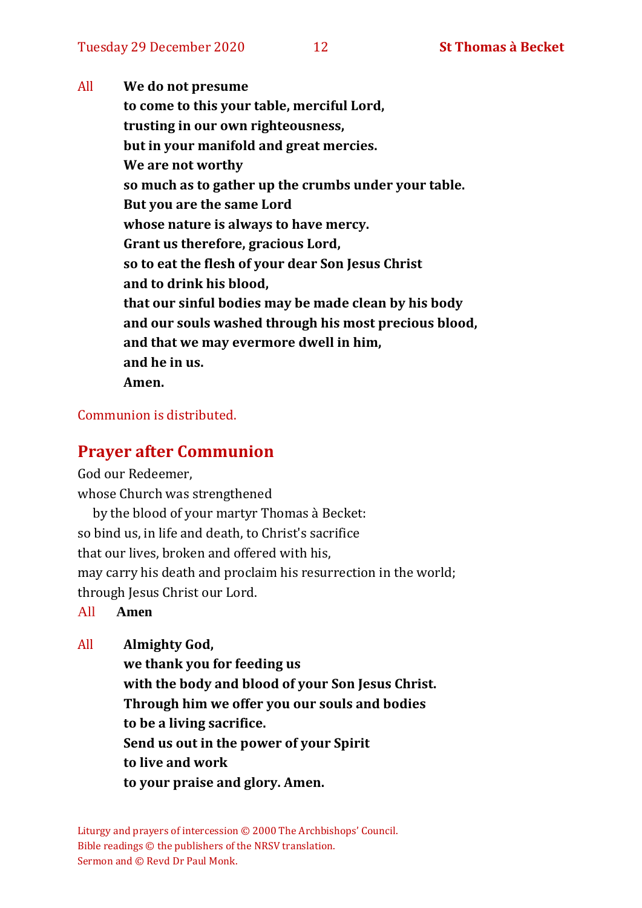All **We do not presume**
**to come to this your table, merciful Lord,**
**trusting in our own righteousness,**
**but in your manifold and great mercies.**
**We are not worthy**
**so much as to gather up the crumbs under your table.**
**But you are the same Lord**
**whose nature is always to have mercy.**
**Grant us therefore, gracious Lord,**
**so to eat the flesh of your dear Son Jesus Christ**
**and to drink his blood,**
**that our sinful bodies may be made clean by his body**
**and our souls washed through his most precious blood,**
**and that we may evermore dwell in him,**
**and he in us.**
**Amen.**

Communion is distributed.

## Prayer after Communion

God our Redeemer,
whose Church was strengthened
by the blood of your martyr Thomas à Becket:
so bind us, in life and death, to Christ's sacrifice
that our lives, broken and offered with his,
may carry his death and proclaim his resurrection in the world;
through Jesus Christ our Lord.

All **Amen**

All **Almighty God,**
**we thank you for feeding us**
**with the body and blood of your Son Jesus Christ.**
**Through him we offer you our souls and bodies**
**to be a living sacrifice.**
**Send us out in the power of your Spirit**
**to live and work**
**to your praise and glory. Amen.**

Liturgy and prayers of intercession © 2000 The Archbishops' Council.
Bible readings © the publishers of the NRSV translation.
Sermon and © Revd Dr Paul Monk.